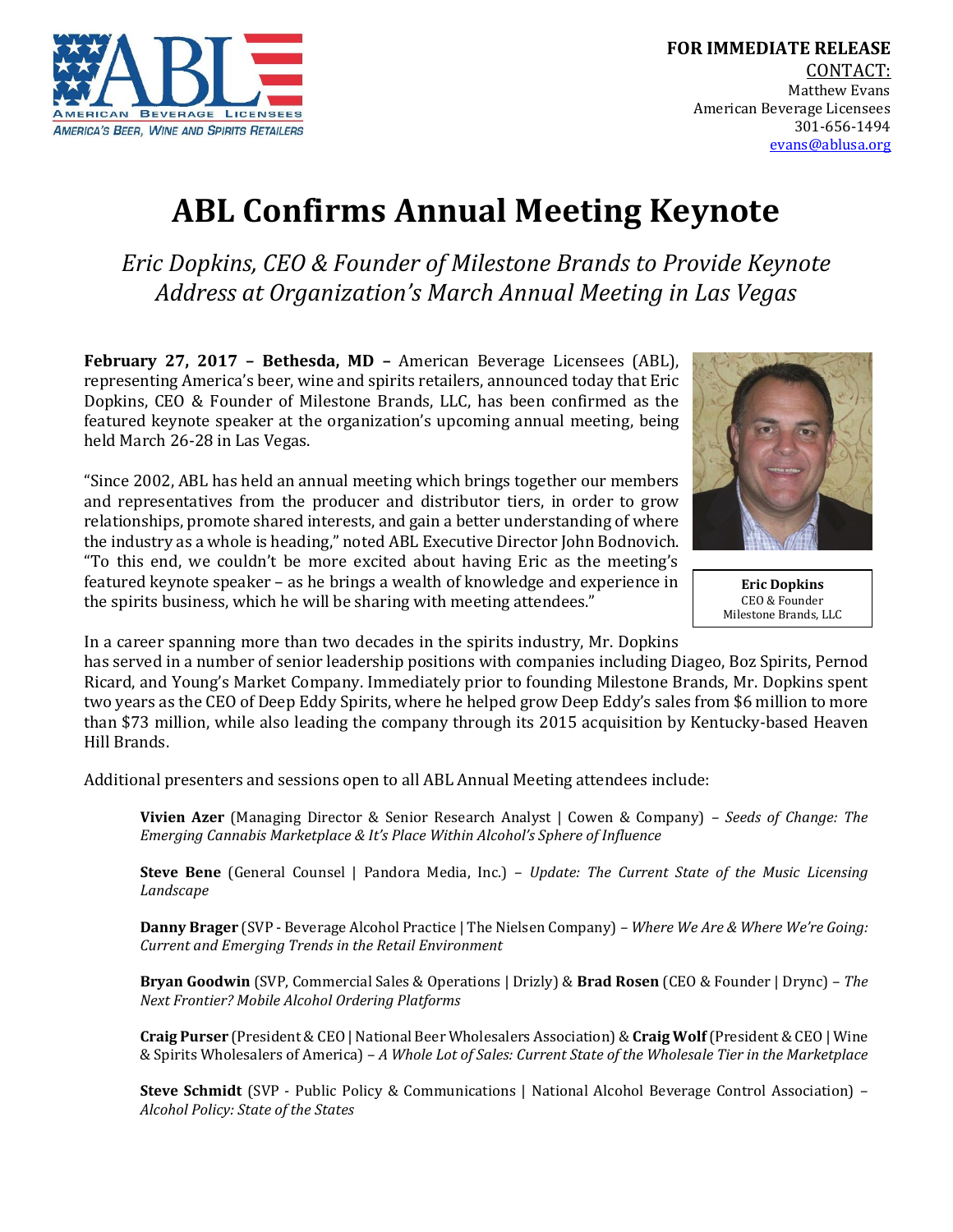AMERICAN BEVERAGE LICENSEES
AMERICA'S BEER, WINE AND SPIRITS RETAILERS

**FOR IMMEDIATE RELEASE**
CONTACT:
Matthew Evans
American Beverage Licensees
301-656-1494
evans@ablusa.org

# ABL Confirms Annual Meeting Keynote

*Eric Dopkins, CEO & Founder of Milestone Brands to Provide Keynote Address at Organization's March Annual Meeting in Las Vegas*

**February 27, 2017 – Bethesda, MD –** American Beverage Licensees (ABL), representing America's beer, wine and spirits retailers, announced today that Eric Dopkins, CEO & Founder of Milestone Brands, LLC, has been confirmed as the featured keynote speaker at the organization's upcoming annual meeting, being held March 26-28 in Las Vegas.

"Since 2002, ABL has held an annual meeting which brings together our members and representatives from the producer and distributor tiers, in order to grow relationships, promote shared interests, and gain a better understanding of where the industry as a whole is heading," noted ABL Executive Director John Bodnovich. "To this end, we couldn't be more excited about having Eric as the meeting's featured keynote speaker – as he brings a wealth of knowledge and experience in the spirits business, which he will be sharing with meeting attendees."

**Eric Dopkins**
CEO & Founder
Milestone Brands, LLC

In a career spanning more than two decades in the spirits industry, Mr. Dopkins has served in a number of senior leadership positions with companies including Diageo, Boz Spirits, Pernod Ricard, and Young's Market Company. Immediately prior to founding Milestone Brands, Mr. Dopkins spent two years as the CEO of Deep Eddy Spirits, where he helped grow Deep Eddy's sales from $6 million to more than $73 million, while also leading the company through its 2015 acquisition by Kentucky-based Heaven Hill Brands.

Additional presenters and sessions open to all ABL Annual Meeting attendees include:

**Vivien Azer** (Managing Director & Senior Research Analyst | Cowen & Company) – *Seeds of Change: The Emerging Cannabis Marketplace & It's Place Within Alcohol's Sphere of Influence*

**Steve Bene** (General Counsel | Pandora Media, Inc.) – *Update: The Current State of the Music Licensing Landscape*

**Danny Brager** (SVP - Beverage Alcohol Practice | The Nielsen Company) – *Where We Are & Where We're Going: Current and Emerging Trends in the Retail Environment*

**Bryan Goodwin** (SVP, Commercial Sales & Operations | Drizly) & **Brad Rosen** (CEO & Founder | Drync) – *The Next Frontier? Mobile Alcohol Ordering Platforms*

**Craig Purser** (President & CEO | National Beer Wholesalers Association) & **Craig Wolf** (President & CEO | Wine & Spirits Wholesalers of America) – *A Whole Lot of Sales: Current State of the Wholesale Tier in the Marketplace*

**Steve Schmidt** (SVP - Public Policy & Communications | National Alcohol Beverage Control Association) – *Alcohol Policy: State of the States*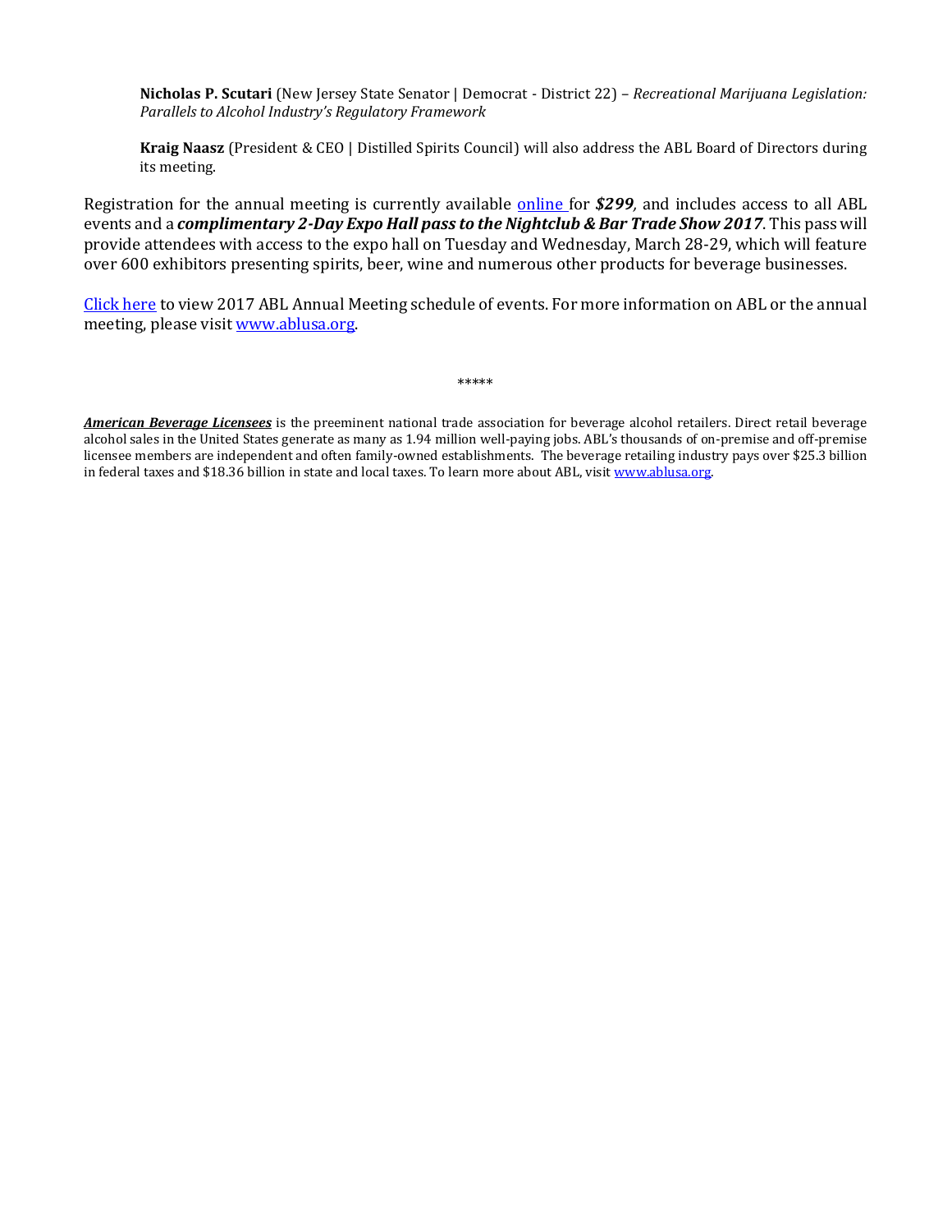**Nicholas P. Scutari** (New Jersey State Senator | Democrat - District 22) – *Recreational Marijuana Legislation: Parallels to Alcohol Industry's Regulatory Framework*

**Kraig Naasz** (President & CEO | Distilled Spirits Council) will also address the ABL Board of Directors during its meeting.

Registration for the annual meeting is currently available [online](#) for ***$299***, and includes access to all ABL events and a ***complimentary 2-Day Expo Hall pass to the Nightclub & Bar Trade Show 2017***. This pass will provide attendees with access to the expo hall on Tuesday and Wednesday, March 28-29, which will feature over 600 exhibitors presenting spirits, beer, wine and numerous other products for beverage businesses.

[Click here](#) to view 2017 ABL Annual Meeting schedule of events. For more information on ABL or the annual meeting, please visit [www.ablusa.org](http://www.ablusa.org).

*****

***American Beverage Licensees*** is the preeminent national trade association for beverage alcohol retailers. Direct retail beverage alcohol sales in the United States generate as many as 1.94 million well-paying jobs. ABL's thousands of on-premise and off-premise licensee members are independent and often family-owned establishments. The beverage retailing industry pays over $25.3 billion in federal taxes and $18.36 billion in state and local taxes. To learn more about ABL, visit [www.ablusa.org](http://www.ablusa.org).